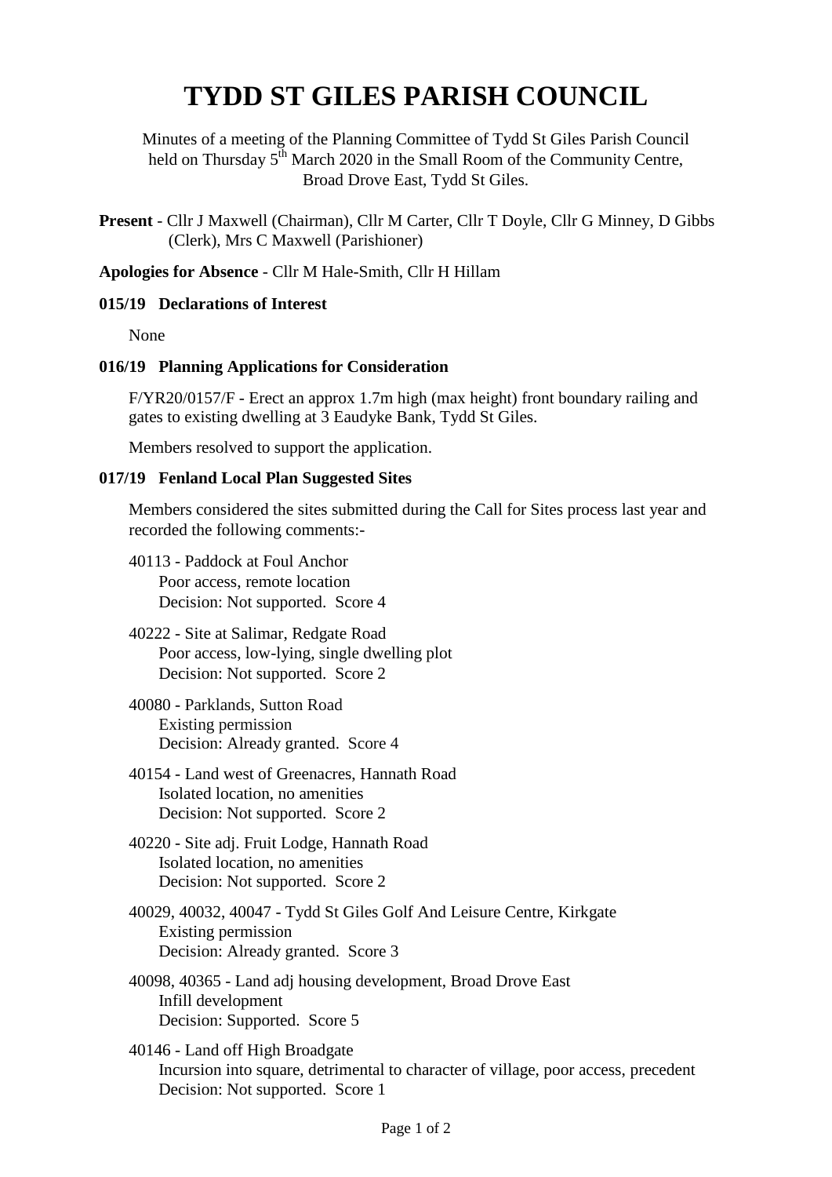# TYDD ST GILES PARISH COUNCIL

Minutes of a meeting of the Planning Committee of Tydd St Giles Parish Council held on Thursday 5th March 2020 in the Small Room of the Community Centre, Broad Drove East, Tydd St Giles.

**Present** - Cllr J Maxwell (Chairman), Cllr M Carter, Cllr T Doyle, Cllr G Minney, D Gibbs (Clerk), Mrs C Maxwell (Parishioner)

**Apologies for Absence** - Cllr M Hale-Smith, Cllr H Hillam

### 015/19 Declarations of Interest

None

### 016/19 Planning Applications for Consideration

F/YR20/0157/F - Erect an approx 1.7m high (max height) front boundary railing and gates to existing dwelling at 3 Eaudyke Bank, Tydd St Giles.

Members resolved to support the application.

### 017/19 Fenland Local Plan Suggested Sites

Members considered the sites submitted during the Call for Sites process last year and recorded the following comments:-

40113 - Paddock at Foul Anchor
Poor access, remote location
Decision: Not supported. Score 4

40222 - Site at Salimar, Redgate Road
Poor access, low-lying, single dwelling plot
Decision: Not supported. Score 2

40080 - Parklands, Sutton Road
Existing permission
Decision: Already granted. Score 4

40154 - Land west of Greenacres, Hannath Road
Isolated location, no amenities
Decision: Not supported. Score 2

40220 - Site adj. Fruit Lodge, Hannath Road
Isolated location, no amenities
Decision: Not supported. Score 2

40029, 40032, 40047 - Tydd St Giles Golf And Leisure Centre, Kirkgate
Existing permission
Decision: Already granted. Score 3

40098, 40365 - Land adj housing development, Broad Drove East
Infill development
Decision: Supported. Score 5

40146 - Land off High Broadgate
Incursion into square, detrimental to character of village, poor access, precedent
Decision: Not supported. Score 1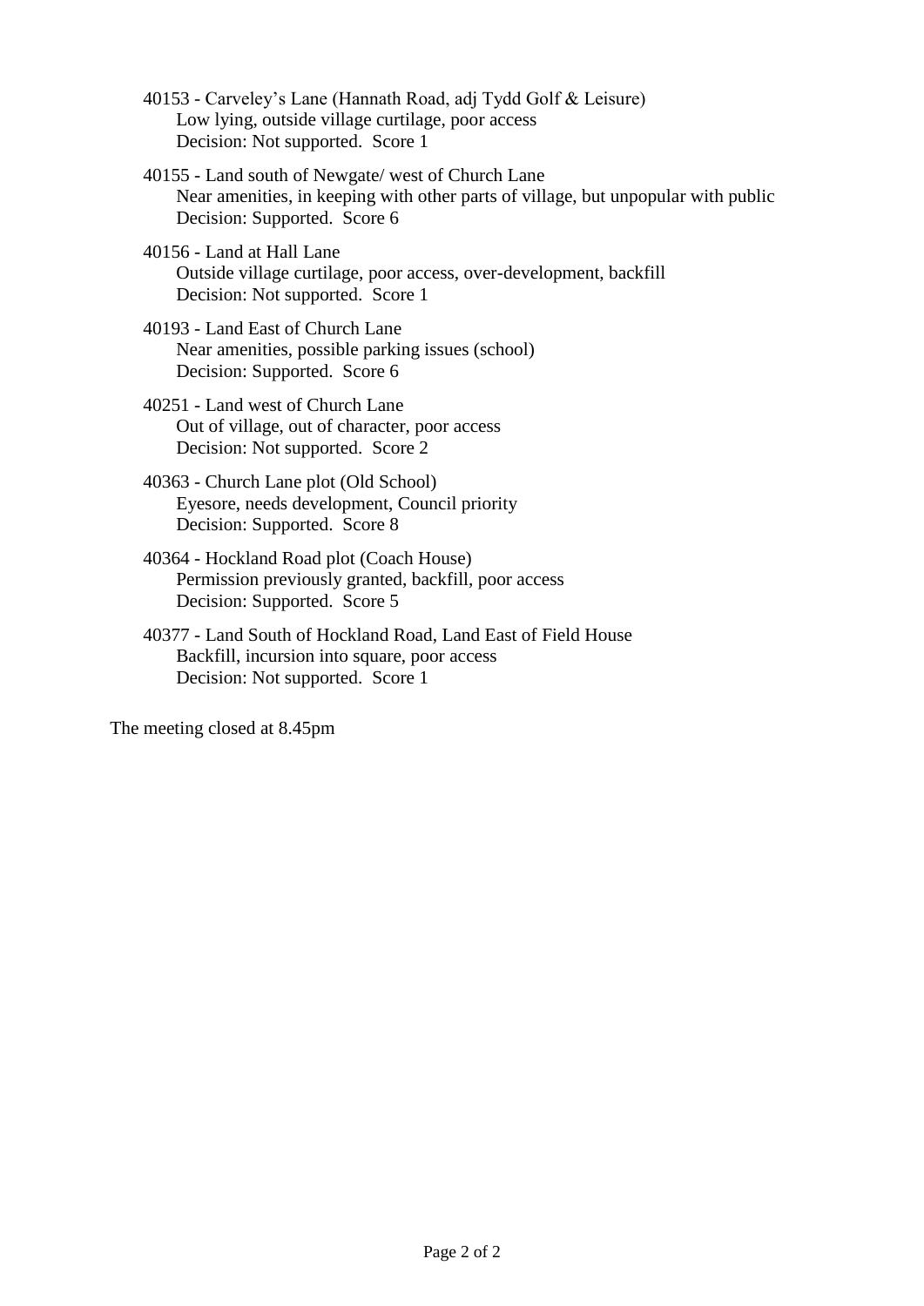40153 - Carveley's Lane (Hannath Road, adj Tydd Golf & Leisure)
Low lying, outside village curtilage, poor access
Decision: Not supported. Score 1

40155 - Land south of Newgate/ west of Church Lane
Near amenities, in keeping with other parts of village, but unpopular with public
Decision: Supported. Score 6

40156 - Land at Hall Lane
Outside village curtilage, poor access, over-development, backfill
Decision: Not supported. Score 1

40193 - Land East of Church Lane
Near amenities, possible parking issues (school)
Decision: Supported. Score 6

40251 - Land west of Church Lane
Out of village, out of character, poor access
Decision: Not supported. Score 2

40363 - Church Lane plot (Old School)
Eyesore, needs development, Council priority
Decision: Supported. Score 8

40364 - Hockland Road plot (Coach House)
Permission previously granted, backfill, poor access
Decision: Supported. Score 5

40377 - Land South of Hockland Road, Land East of Field House
Backfill, incursion into square, poor access
Decision: Not supported. Score 1

The meeting closed at 8.45pm